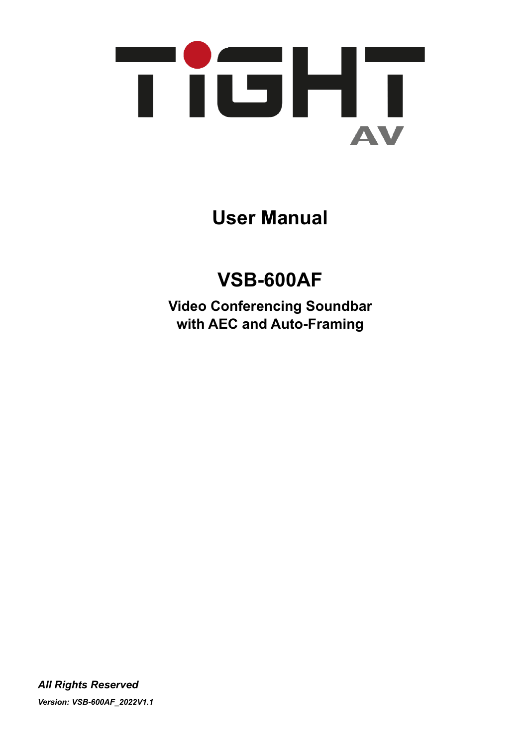TIGHT AV

# User Manual

## VSB-600AF

### Video Conferencing Soundbar with AEC and Auto-Framing

***All Rights Reserved***

***Version: VSB-600AF_2022V1.1***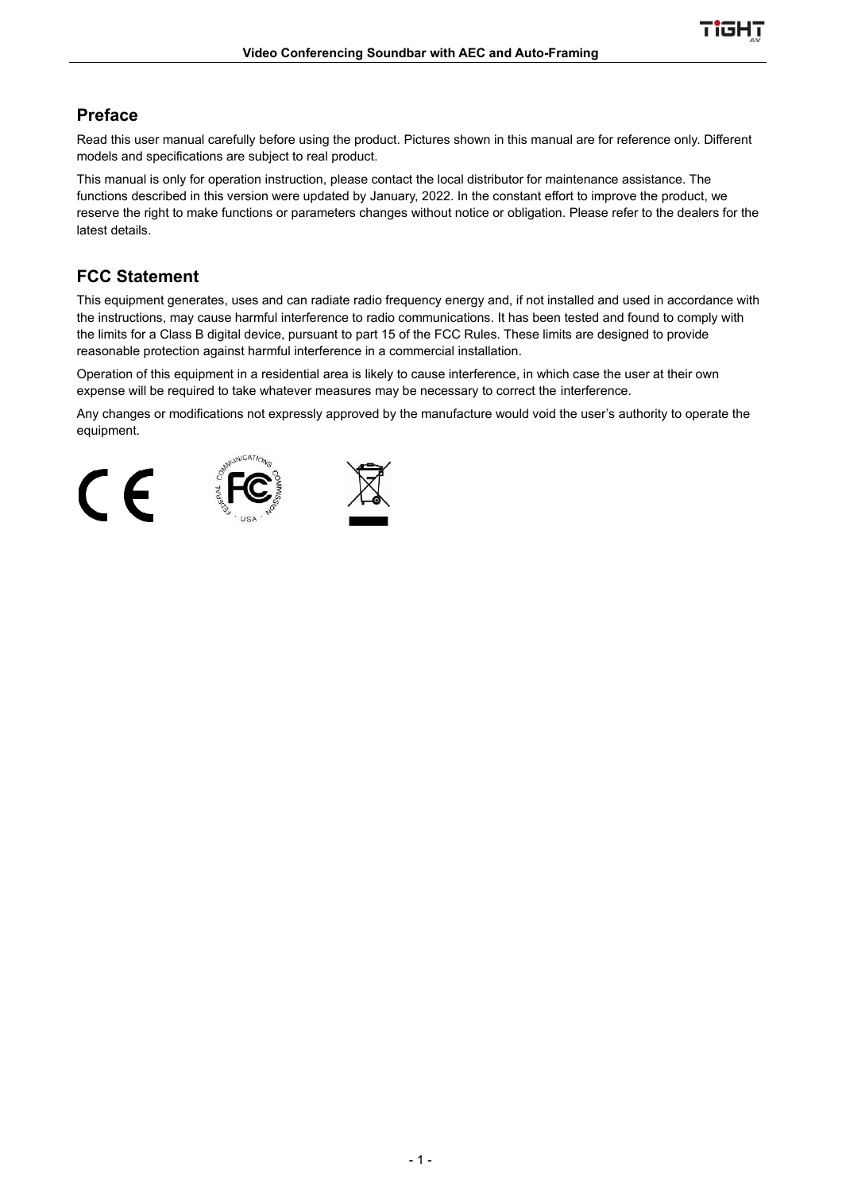## Preface

Read this user manual carefully before using the product. Pictures shown in this manual are for reference only. Different models and specifications are subject to real product.

This manual is only for operation instruction, please contact the local distributor for maintenance assistance. The functions described in this version were updated by January, 2022. In the constant effort to improve the product, we reserve the right to make functions or parameters changes without notice or obligation. Please refer to the dealers for the latest details.

## FCC Statement

This equipment generates, uses and can radiate radio frequency energy and, if not installed and used in accordance with the instructions, may cause harmful interference to radio communications. It has been tested and found to comply with the limits for a Class B digital device, pursuant to part 15 of the FCC Rules. These limits are designed to provide reasonable protection against harmful interference in a commercial installation.

Operation of this equipment in a residential area is likely to cause interference, in which case the user at their own expense will be required to take whatever measures may be necessary to correct the interference.

Any changes or modifications not expressly approved by the manufacture would void the user's authority to operate the equipment.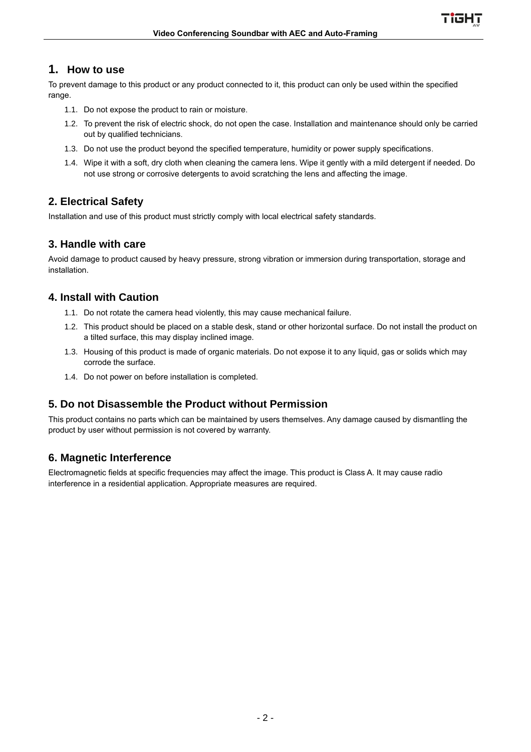## 1. How to use

To prevent damage to this product or any product connected to it, this product can only be used within the specified range.

1.1. Do not expose the product to rain or moisture.

1.2. To prevent the risk of electric shock, do not open the case. Installation and maintenance should only be carried out by qualified technicians.

1.3. Do not use the product beyond the specified temperature, humidity or power supply specifications.

1.4. Wipe it with a soft, dry cloth when cleaning the camera lens. Wipe it gently with a mild detergent if needed. Do not use strong or corrosive detergents to avoid scratching the lens and affecting the image.

## 2. Electrical Safety

Installation and use of this product must strictly comply with local electrical safety standards.

## 3. Handle with care

Avoid damage to product caused by heavy pressure, strong vibration or immersion during transportation, storage and installation.

## 4. Install with Caution

1.1. Do not rotate the camera head violently, this may cause mechanical failure.

1.2. This product should be placed on a stable desk, stand or other horizontal surface. Do not install the product on a tilted surface, this may display inclined image.

1.3. Housing of this product is made of organic materials. Do not expose it to any liquid, gas or solids which may corrode the surface.

1.4. Do not power on before installation is completed.

## 5. Do not Disassemble the Product without Permission

This product contains no parts which can be maintained by users themselves. Any damage caused by dismantling the product by user without permission is not covered by warranty.

## 6. Magnetic Interference

Electromagnetic fields at specific frequencies may affect the image. This product is Class A. It may cause radio interference in a residential application. Appropriate measures are required.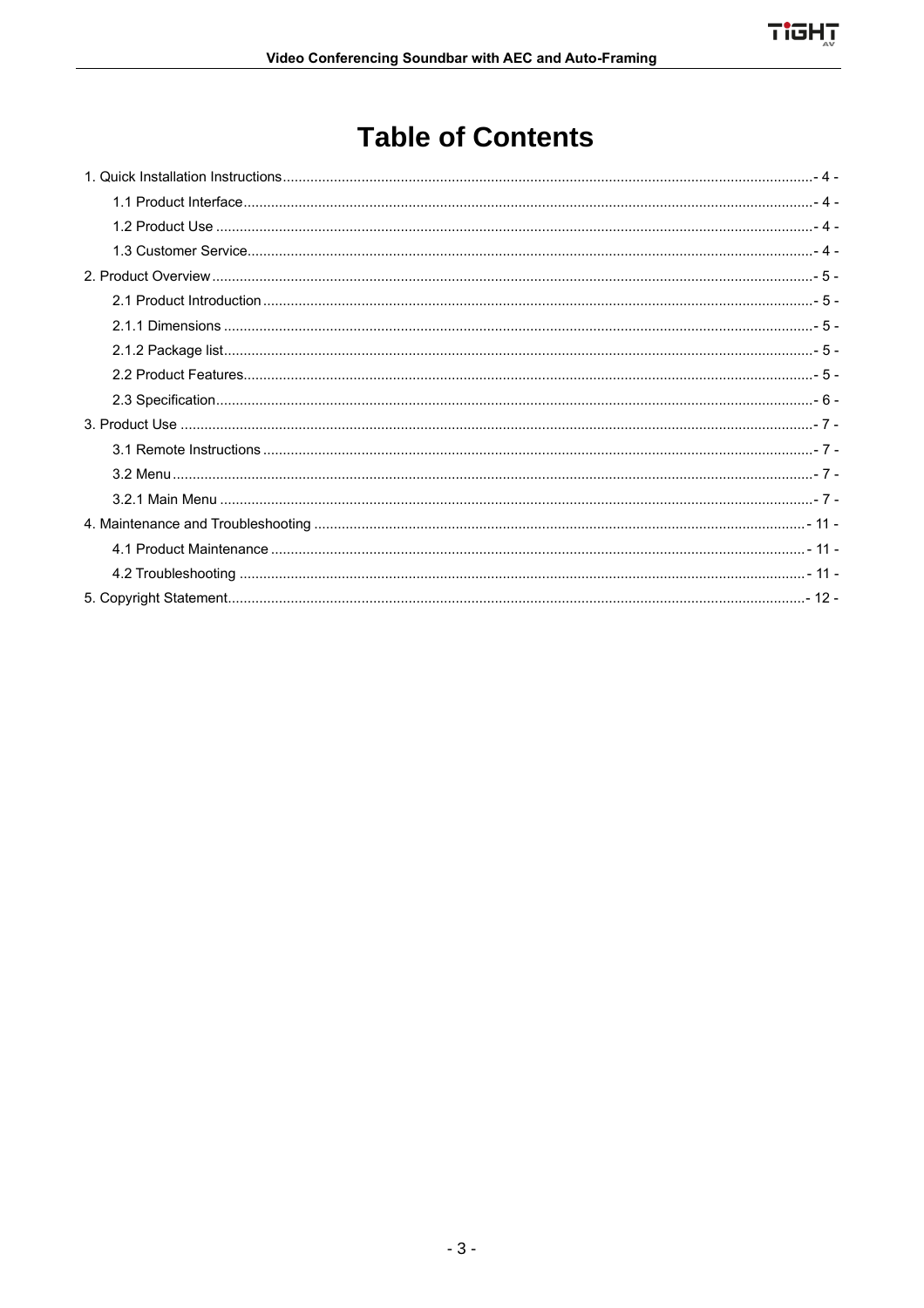# Table of Contents

1. Quick Installation Instructions - 4 -
    - 1.1 Product Interface - 4 -
    - 1.2 Product Use - 4 -
    - 1.3 Customer Service - 4 -
2. Product Overview - 5 -
    - 2.1 Product Introduction - 5 -
    - 2.1.1 Dimensions - 5 -
    - 2.1.2 Package list - 5 -
    - 2.2 Product Features - 5 -
    - 2.3 Specification - 6 -
3. Product Use - 7 -
    - 3.1 Remote Instructions - 7 -
    - 3.2 Menu - 7 -
    - 3.2.1 Main Menu - 7 -
4. Maintenance and Troubleshooting - 11 -
    - 4.1 Product Maintenance - 11 -
    - 4.2 Troubleshooting - 11 -
5. Copyright Statement - 12 -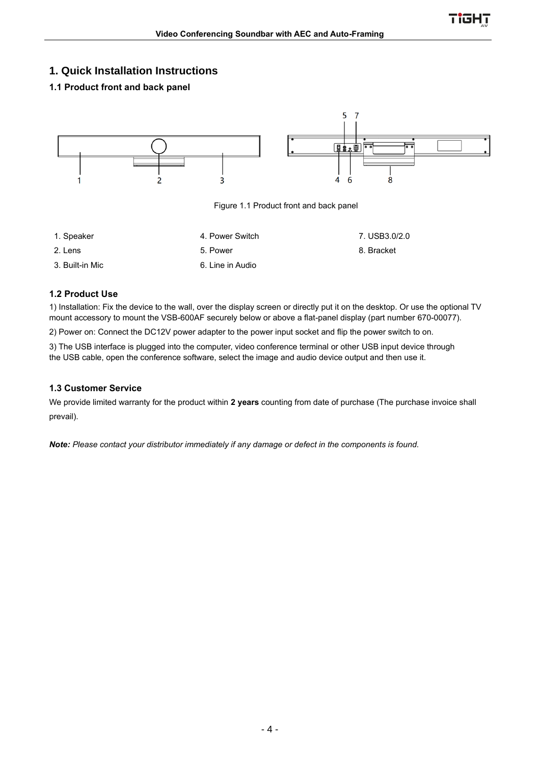# 1. Quick Installation Instructions

## 1.1 Product front and back panel

Figure 1.1 Product front and back panel

| 1. Speaker | 4. Power Switch | 7. USB3.0/2.0 |
|---|---|---|
| 2. Lens | 5. Power | 8. Bracket |
| 3. Built-in Mic | 6. Line in Audio | |

## 1.2 Product Use

1) Installation: Fix the device to the wall, over the display screen or directly put it on the desktop. Or use the optional TV mount accessory to mount the VSB-600AF securely below or above a flat-panel display (part number 670-00077).

2) Power on: Connect the DC12V power adapter to the power input socket and flip the power switch to on.

3) The USB interface is plugged into the computer, video conference terminal or other USB input device through the USB cable, open the conference software, select the image and audio device output and then use it.

## 1.3 Customer Service

We provide limited warranty for the product within **2 years** counting from date of purchase (The purchase invoice shall prevail).

***Note:*** *Please contact your distributor immediately if any damage or defect in the components is found.*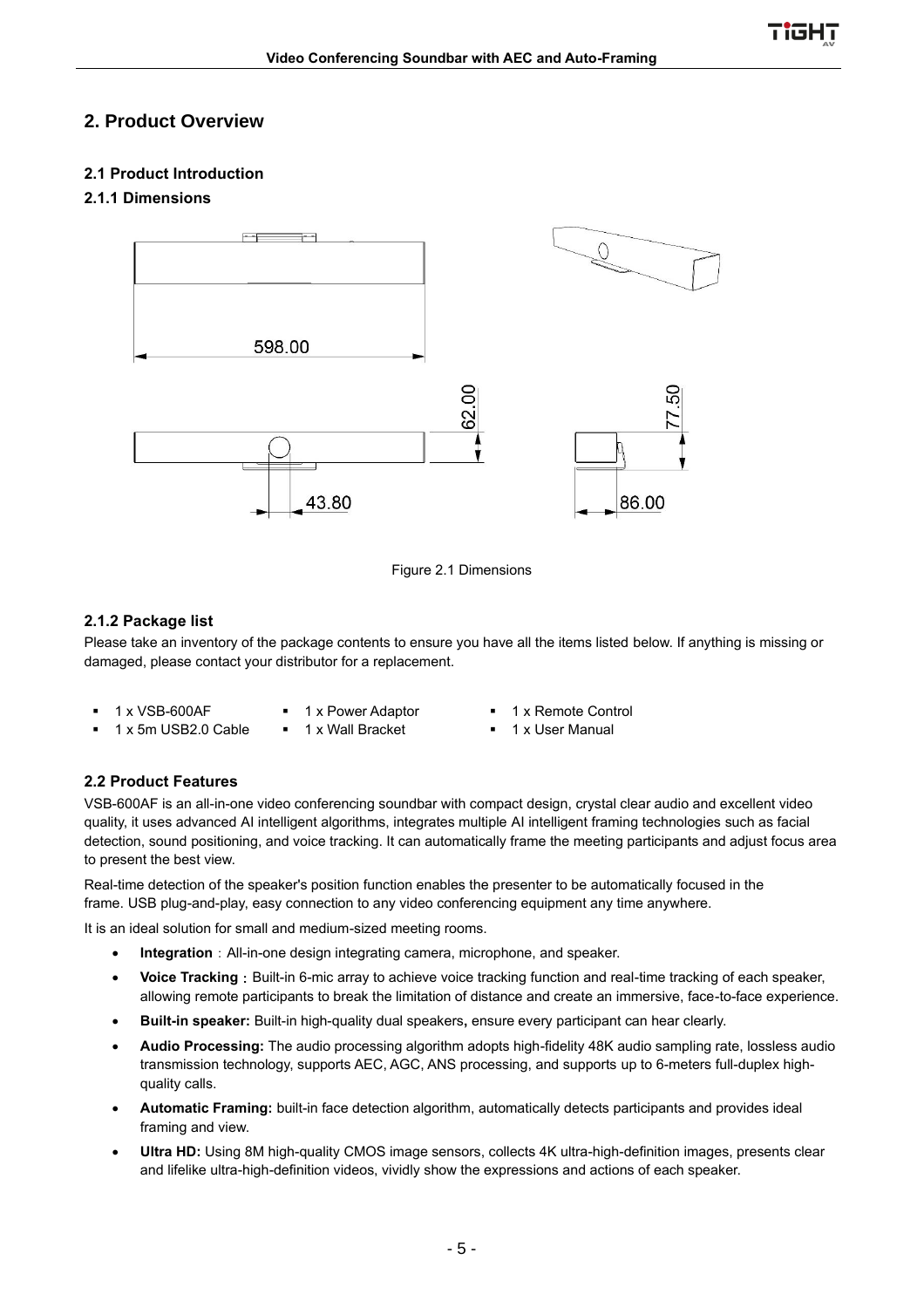## 2. Product Overview

### 2.1 Product Introduction

#### 2.1.1 Dimensions

598.00

62.00

77.50

43.80

86.00

Figure 2.1 Dimensions

#### 2.1.2 Package list

Please take an inventory of the package contents to ensure you have all the items listed below. If anything is missing or damaged, please contact your distributor for a replacement.

- 1 x VSB-600AF
- 1 x 5m USB2.0 Cable
- 1 x Power Adaptor
- 1 x Wall Bracket
- 1 x Remote Control
- 1 x User Manual

### 2.2 Product Features

VSB-600AF is an all-in-one video conferencing soundbar with compact design, crystal clear audio and excellent video quality, it uses advanced AI intelligent algorithms, integrates multiple AI intelligent framing technologies such as facial detection, sound positioning, and voice tracking. It can automatically frame the meeting participants and adjust focus area to present the best view.

Real-time detection of the speaker's position function enables the presenter to be automatically focused in the frame. USB plug-and-play, easy connection to any video conferencing equipment any time anywhere.

It is an ideal solution for small and medium-sized meeting rooms.

- **Integration**：All-in-one design integrating camera, microphone, and speaker.
- **Voice Tracking**：Built-in 6-mic array to achieve voice tracking function and real-time tracking of each speaker, allowing remote participants to break the limitation of distance and create an immersive, face-to-face experience.
- **Built-in speaker:** Built-in high-quality dual speakers**,** ensure every participant can hear clearly.
- **Audio Processing:** The audio processing algorithm adopts high-fidelity 48K audio sampling rate, lossless audio transmission technology, supports AEC, AGC, ANS processing, and supports up to 6-meters full-duplex high-quality calls.
- **Automatic Framing:** built-in face detection algorithm, automatically detects participants and provides ideal framing and view.
- **Ultra HD:** Using 8M high-quality CMOS image sensors, collects 4K ultra-high-definition images, presents clear and lifelike ultra-high-definition videos, vividly show the expressions and actions of each speaker.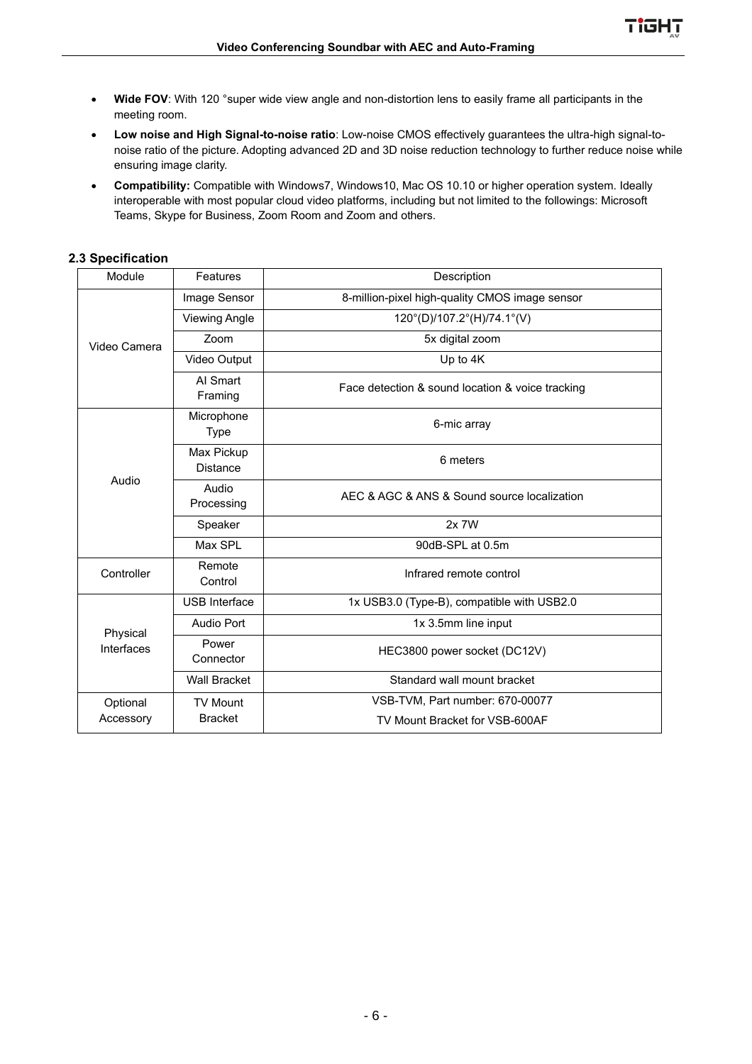- **Wide FOV**: With 120 °super wide view angle and non-distortion lens to easily frame all participants in the meeting room.
- **Low noise and High Signal-to-noise ratio**: Low-noise CMOS effectively guarantees the ultra-high signal-to-noise ratio of the picture. Adopting advanced 2D and 3D noise reduction technology to further reduce noise while ensuring image clarity.
- **Compatibility:** Compatible with Windows7, Windows10, Mac OS 10.10 or higher operation system. Ideally interoperable with most popular cloud video platforms, including but not limited to the followings: Microsoft Teams, Skype for Business, Zoom Room and Zoom and others.

### 2.3 Specification

| Module | Features | Description |
|---|---|---|
| Video Camera | Image Sensor | 8-million-pixel high-quality CMOS image sensor |
| | Viewing Angle | 120°(D)/107.2°(H)/74.1°(V) |
| | Zoom | 5x digital zoom |
| | Video Output | Up to 4K |
| | AI Smart Framing | Face detection & sound location & voice tracking |
| Audio | Microphone Type | 6-mic array |
| | Max Pickup Distance | 6 meters |
| | Audio Processing | AEC & AGC & ANS & Sound source localization |
| | Speaker | 2x 7W |
| | Max SPL | 90dB-SPL at 0.5m |
| Controller | Remote Control | Infrared remote control |
| Physical Interfaces | USB Interface | 1x USB3.0 (Type-B), compatible with USB2.0 |
| | Audio Port | 1x 3.5mm line input |
| | Power Connector | HEC3800 power socket (DC12V) |
| | Wall Bracket | Standard wall mount bracket |
| Optional Accessory | TV Mount Bracket | VSB-TVM, Part number: 670-00077<br>TV Mount Bracket for VSB-600AF |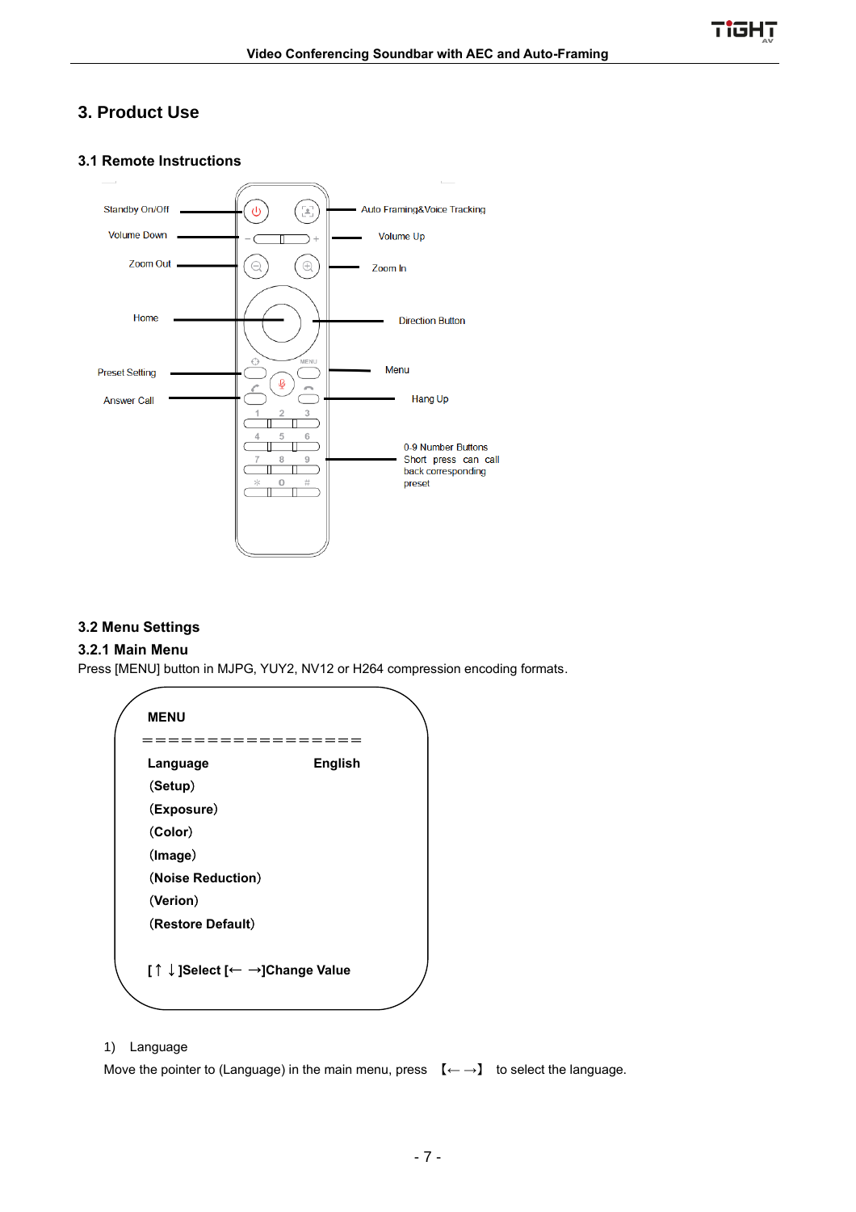# 3. Product Use

## 3.1 Remote Instructions

- Standby On/Off
- Volume Down
- Zoom Out
- Home
- Preset Setting
- Answer Call
- Auto Framing&Voice Tracking
- Volume Up
- Zoom In
- Direction Button
- Menu
- Hang Up
- 0-9 Number Buttons Short press can call back corresponding preset

## 3.2 Menu Settings

### 3.2.1 Main Menu

Press [MENU] button in MJPG, YUY2, NV12 or H264 compression encoding formats.

```
MENU
================
Language              English
(Setup)
(Exposure)
(Color)
(Image)
(Noise Reduction)
(Verion)
(Restore Default)

[↑ ↓]Select [← →]Change Value
```

1) Language

Move the pointer to (Language) in the main menu, press 【← →】 to select the language.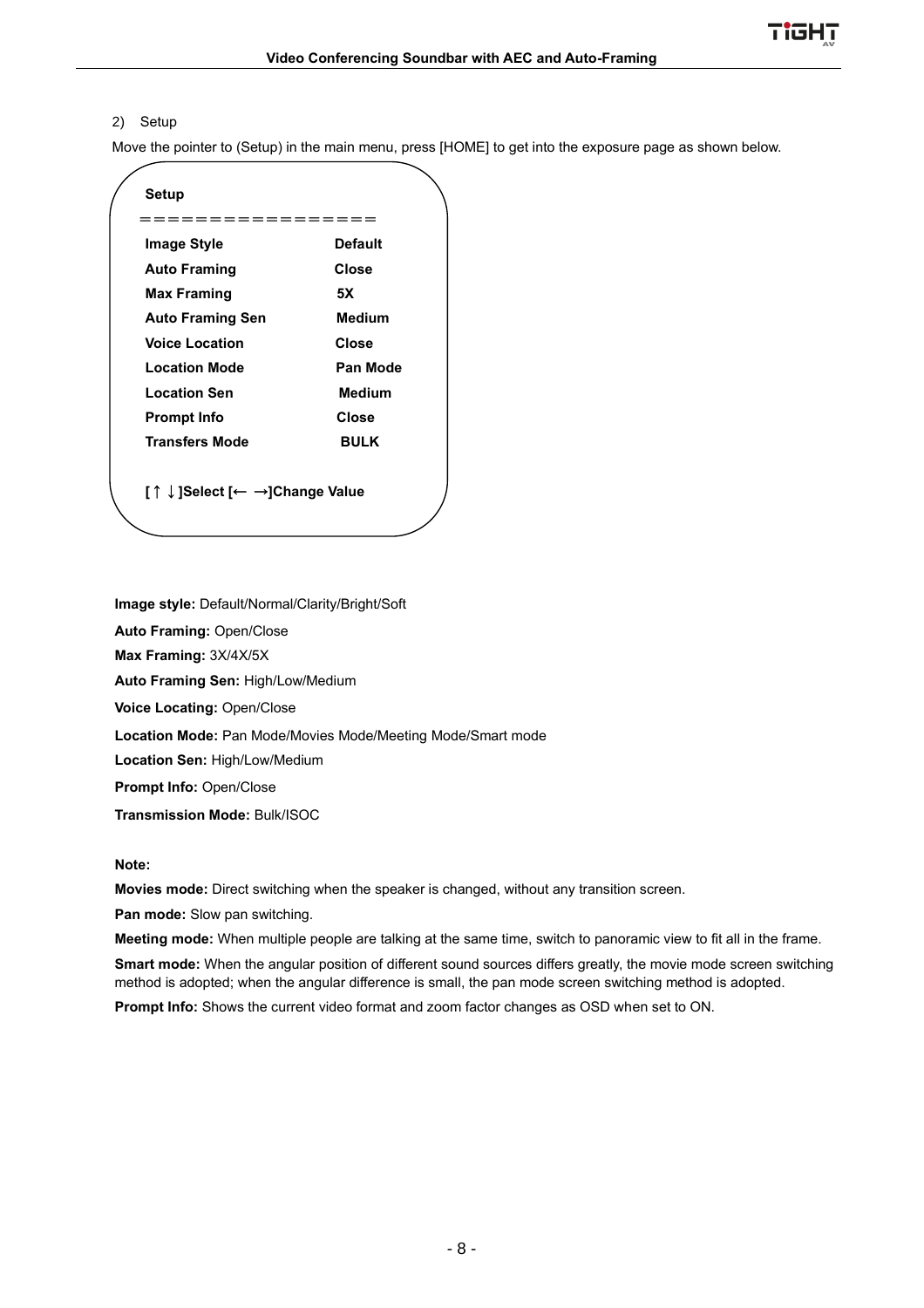2) Setup

Move the pointer to (Setup) in the main menu, press [HOME] to get into the exposure page as shown below.

**Setup**

================

| | |
|---|---|
| **Image Style** | **Default** |
| **Auto Framing** | **Close** |
| **Max Framing** | **5X** |
| **Auto Framing Sen** | **Medium** |
| **Voice Location** | **Close** |
| **Location Mode** | **Pan Mode** |
| **Location Sen** | **Medium** |
| **Prompt Info** | **Close** |
| **Transfers Mode** | **BULK** |

**[↑ ↓]Select [← →]Change Value**

**Image style:** Default/Normal/Clarity/Bright/Soft

**Auto Framing:** Open/Close

**Max Framing:** 3X/4X/5X

**Auto Framing Sen:** High/Low/Medium

**Voice Locating:** Open/Close

**Location Mode:** Pan Mode/Movies Mode/Meeting Mode/Smart mode

**Location Sen:** High/Low/Medium

**Prompt Info:** Open/Close

**Transmission Mode:** Bulk/ISOC

**Note:**

**Movies mode:** Direct switching when the speaker is changed, without any transition screen.

**Pan mode:** Slow pan switching.

**Meeting mode:** When multiple people are talking at the same time, switch to panoramic view to fit all in the frame.

**Smart mode:** When the angular position of different sound sources differs greatly, the movie mode screen switching method is adopted; when the angular difference is small, the pan mode screen switching method is adopted.

**Prompt Info:** Shows the current video format and zoom factor changes as OSD when set to ON.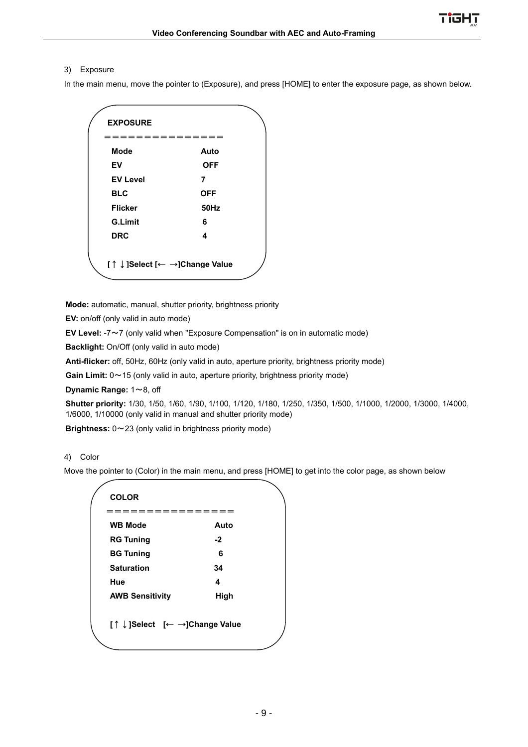3) Exposure

In the main menu, move the pointer to (Exposure), and press [HOME] to enter the exposure page, as shown below.

```
EXPOSURE
==============
Mode            Auto
EV              OFF
EV Level        7
BLC             OFF
Flicker         50Hz
G.Limit         6
DRC             4

[↑ ↓]Select [← →]Change Value
```

**Mode:** automatic, manual, shutter priority, brightness priority

**EV:** on/off (only valid in auto mode)

**EV Level:** -7～7 (only valid when "Exposure Compensation" is on in automatic mode)

**Backlight:** On/Off (only valid in auto mode)

**Anti-flicker:** off, 50Hz, 60Hz (only valid in auto, aperture priority, brightness priority mode)

**Gain Limit:** 0～15 (only valid in auto, aperture priority, brightness priority mode)

**Dynamic Range:** 1～8, off

**Shutter priority:** 1/30, 1/50, 1/60, 1/90, 1/100, 1/120, 1/180, 1/250, 1/350, 1/500, 1/1000, 1/2000, 1/3000, 1/4000, 1/6000, 1/10000 (only valid in manual and shutter priority mode)

**Brightness:** 0～23 (only valid in brightness priority mode)

4) Color

Move the pointer to (Color) in the main menu, and press [HOME] to get into the color page, as shown below

```
COLOR
===============
WB Mode             Auto
RG Tuning           -2
BG Tuning           6
Saturation          34
Hue                 4
AWB Sensitivity     High

[↑ ↓]Select   [← →]Change Value
```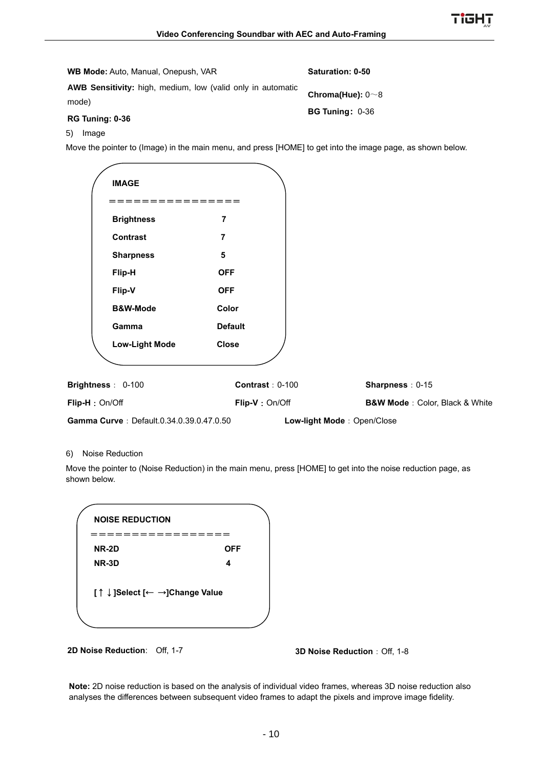**WB Mode:** Auto, Manual, Onepush, VAR

**AWB Sensitivity:** high, medium, low (valid only in automatic mode)

**RG Tuning: 0-36**

**Saturation: 0-50**

**Chroma(Hue):** 0～8

**BG Tuning:** 0-36

5) Image

Move the pointer to (Image) in the main menu, and press [HOME] to get into the image page, as shown below.

```
IMAGE
================
Brightness        7
Contrast          7
Sharpness         5
Flip-H            OFF
Flip-V            OFF
B&W-Mode          Color
Gamma             Default
Low-Light Mode    Close
```

**Brightness**： 0-100

**Contrast**：0-100

**Sharpness**：0-15

**Flip-H**：On/Off

**Flip-V**：On/Off

**B&W Mode**：Color, Black & White

**Gamma Curve**：Default.0.34.0.39.0.47.0.50

**Low-light Mode**：Open/Close

6) Noise Reduction

Move the pointer to (Noise Reduction) in the main menu, press [HOME] to get into the noise reduction page, as shown below.

```
NOISE REDUCTION
================
NR-2D             OFF
NR-3D             4

[↑ ↓]Select [← →]Change Value
```

**2D Noise Reduction**: Off, 1-7

**3D Noise Reduction**：Off, 1-8

**Note:** 2D noise reduction is based on the analysis of individual video frames, whereas 3D noise reduction also analyses the differences between subsequent video frames to adapt the pixels and improve image fidelity.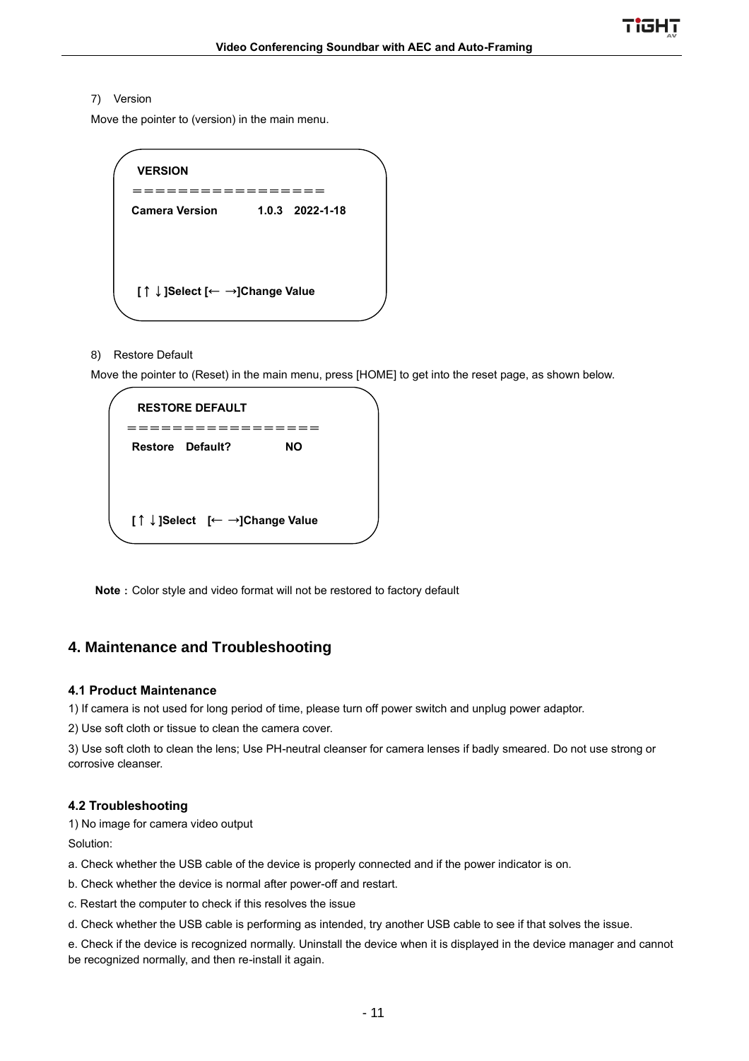7) Version

Move the pointer to (version) in the main menu.

```
VERSION
================
Camera Version          1.0.3   2022-1-18



[↑ ↓]Select [← →]Change Value
```

8) Restore Default

Move the pointer to (Reset) in the main menu, press [HOME] to get into the reset page, as shown below.

```
RESTORE DEFAULT
================
Restore   Default?          NO



[↑ ↓]Select   [← →]Change Value
```

**Note：**Color style and video format will not be restored to factory default

# 4. Maintenance and Troubleshooting

## 4.1 Product Maintenance

1) If camera is not used for long period of time, please turn off power switch and unplug power adaptor.

2) Use soft cloth or tissue to clean the camera cover.

3) Use soft cloth to clean the lens; Use PH-neutral cleanser for camera lenses if badly smeared. Do not use strong or corrosive cleanser.

## 4.2 Troubleshooting

1) No image for camera video output

Solution:

a. Check whether the USB cable of the device is properly connected and if the power indicator is on.

b. Check whether the device is normal after power-off and restart.

c. Restart the computer to check if this resolves the issue

d. Check whether the USB cable is performing as intended, try another USB cable to see if that solves the issue.

e. Check if the device is recognized normally. Uninstall the device when it is displayed in the device manager and cannot be recognized normally, and then re-install it again.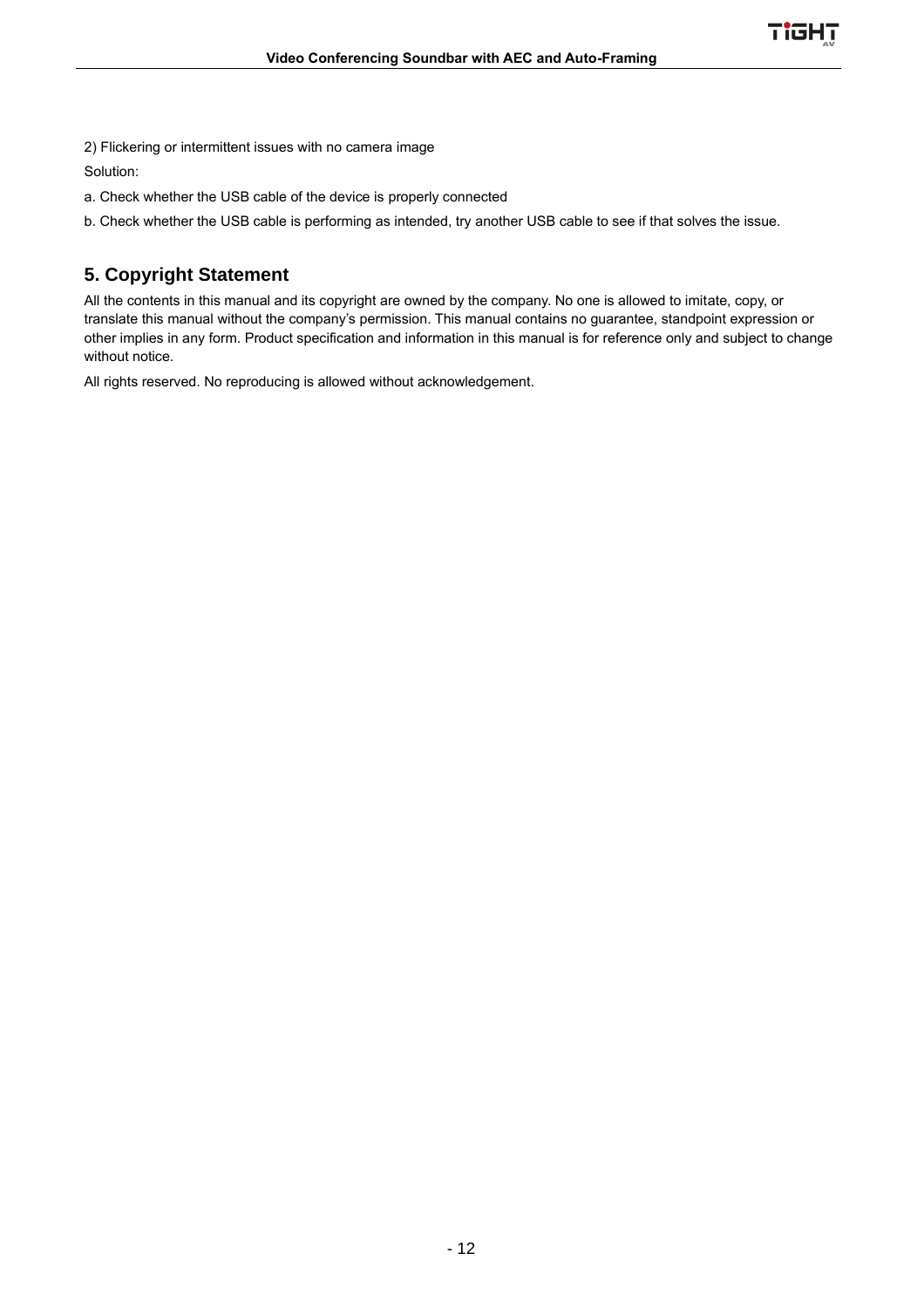2) Flickering or intermittent issues with no camera image

Solution:

a. Check whether the USB cable of the device is properly connected

b. Check whether the USB cable is performing as intended, try another USB cable to see if that solves the issue.

## 5. Copyright Statement

All the contents in this manual and its copyright are owned by the company. No one is allowed to imitate, copy, or translate this manual without the company's permission. This manual contains no guarantee, standpoint expression or other implies in any form. Product specification and information in this manual is for reference only and subject to change without notice.

All rights reserved. No reproducing is allowed without acknowledgement.